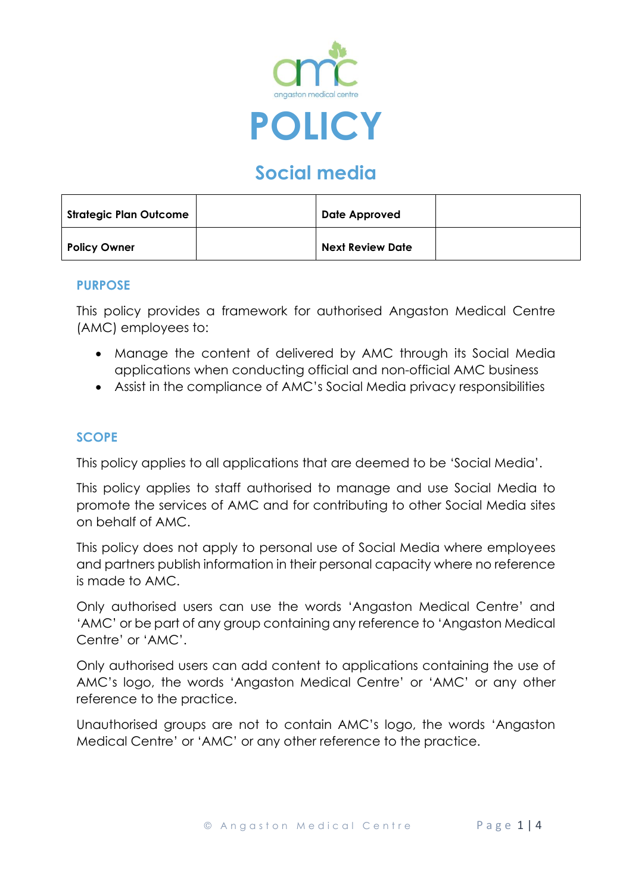angaston medical centre

# POLICY

## Social media

| Strategic Plan Outcome | | Date Approved | |
|---|---|---|---|
| Policy Owner | | Next Review Date | |

### PURPOSE

This policy provides a framework for authorised Angaston Medical Centre (AMC) employees to:

- Manage the content of delivered by AMC through its Social Media applications when conducting official and non-official AMC business
- Assist in the compliance of AMC's Social Media privacy responsibilities

### SCOPE

This policy applies to all applications that are deemed to be 'Social Media'.

This policy applies to staff authorised to manage and use Social Media to promote the services of AMC and for contributing to other Social Media sites on behalf of AMC.

This policy does not apply to personal use of Social Media where employees and partners publish information in their personal capacity where no reference is made to AMC.

Only authorised users can use the words 'Angaston Medical Centre' and 'AMC' or be part of any group containing any reference to 'Angaston Medical Centre' or 'AMC'.

Only authorised users can add content to applications containing the use of AMC's logo, the words 'Angaston Medical Centre' or 'AMC' or any other reference to the practice.

Unauthorised groups are not to contain AMC's logo, the words 'Angaston Medical Centre' or 'AMC' or any other reference to the practice.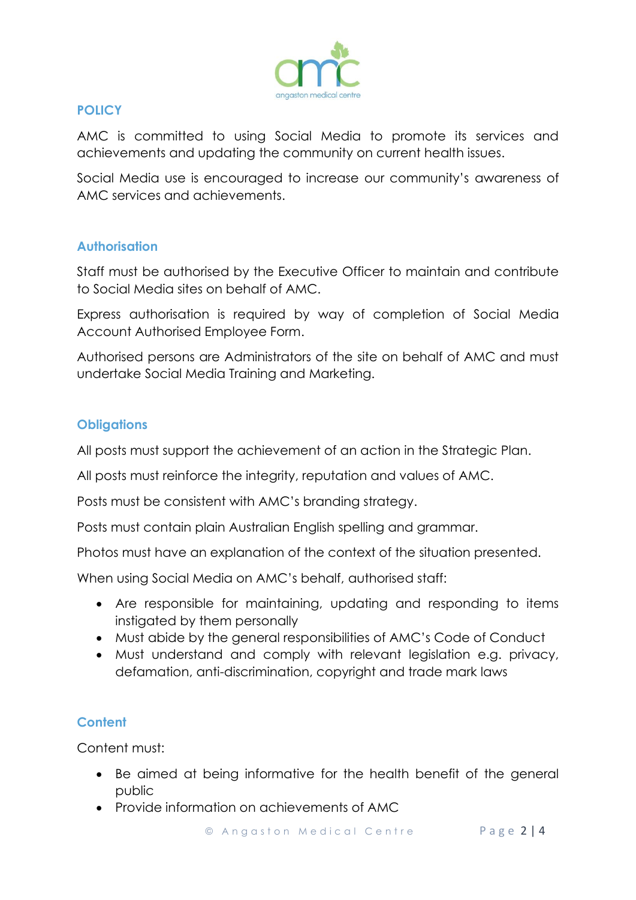## POLICY

AMC is committed to using Social Media to promote its services and achievements and updating the community on current health issues.

Social Media use is encouraged to increase our community's awareness of AMC services and achievements.

### Authorisation

Staff must be authorised by the Executive Officer to maintain and contribute to Social Media sites on behalf of AMC.

Express authorisation is required by way of completion of Social Media Account Authorised Employee Form.

Authorised persons are Administrators of the site on behalf of AMC and must undertake Social Media Training and Marketing.

### Obligations

All posts must support the achievement of an action in the Strategic Plan.

All posts must reinforce the integrity, reputation and values of AMC.

Posts must be consistent with AMC's branding strategy.

Posts must contain plain Australian English spelling and grammar.

Photos must have an explanation of the context of the situation presented.

When using Social Media on AMC's behalf, authorised staff:

- Are responsible for maintaining, updating and responding to items instigated by them personally
- Must abide by the general responsibilities of AMC's Code of Conduct
- Must understand and comply with relevant legislation e.g. privacy, defamation, anti-discrimination, copyright and trade mark laws

### Content

Content must:

- Be aimed at being informative for the health benefit of the general public
- Provide information on achievements of AMC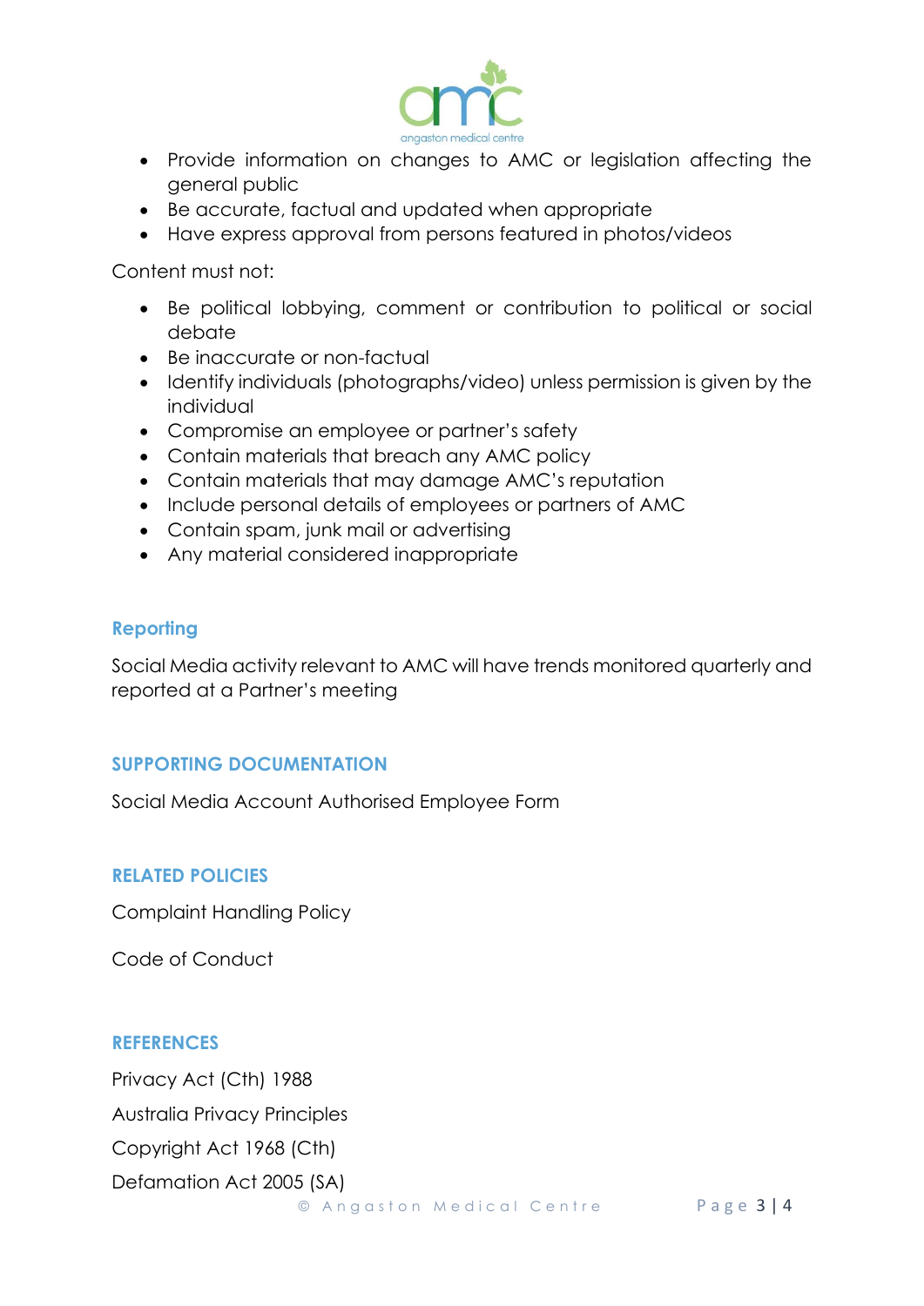- Provide information on changes to AMC or legislation affecting the general public
- Be accurate, factual and updated when appropriate
- Have express approval from persons featured in photos/videos

Content must not:

- Be political lobbying, comment or contribution to political or social debate
- Be inaccurate or non-factual
- Identify individuals (photographs/video) unless permission is given by the individual
- Compromise an employee or partner's safety
- Contain materials that breach any AMC policy
- Contain materials that may damage AMC's reputation
- Include personal details of employees or partners of AMC
- Contain spam, junk mail or advertising
- Any material considered inappropriate

### Reporting

Social Media activity relevant to AMC will have trends monitored quarterly and reported at a Partner's meeting

## SUPPORTING DOCUMENTATION

Social Media Account Authorised Employee Form

## RELATED POLICIES

Complaint Handling Policy

Code of Conduct

## REFERENCES

Privacy Act (Cth) 1988

Australia Privacy Principles

Copyright Act 1968 (Cth)

Defamation Act 2005 (SA)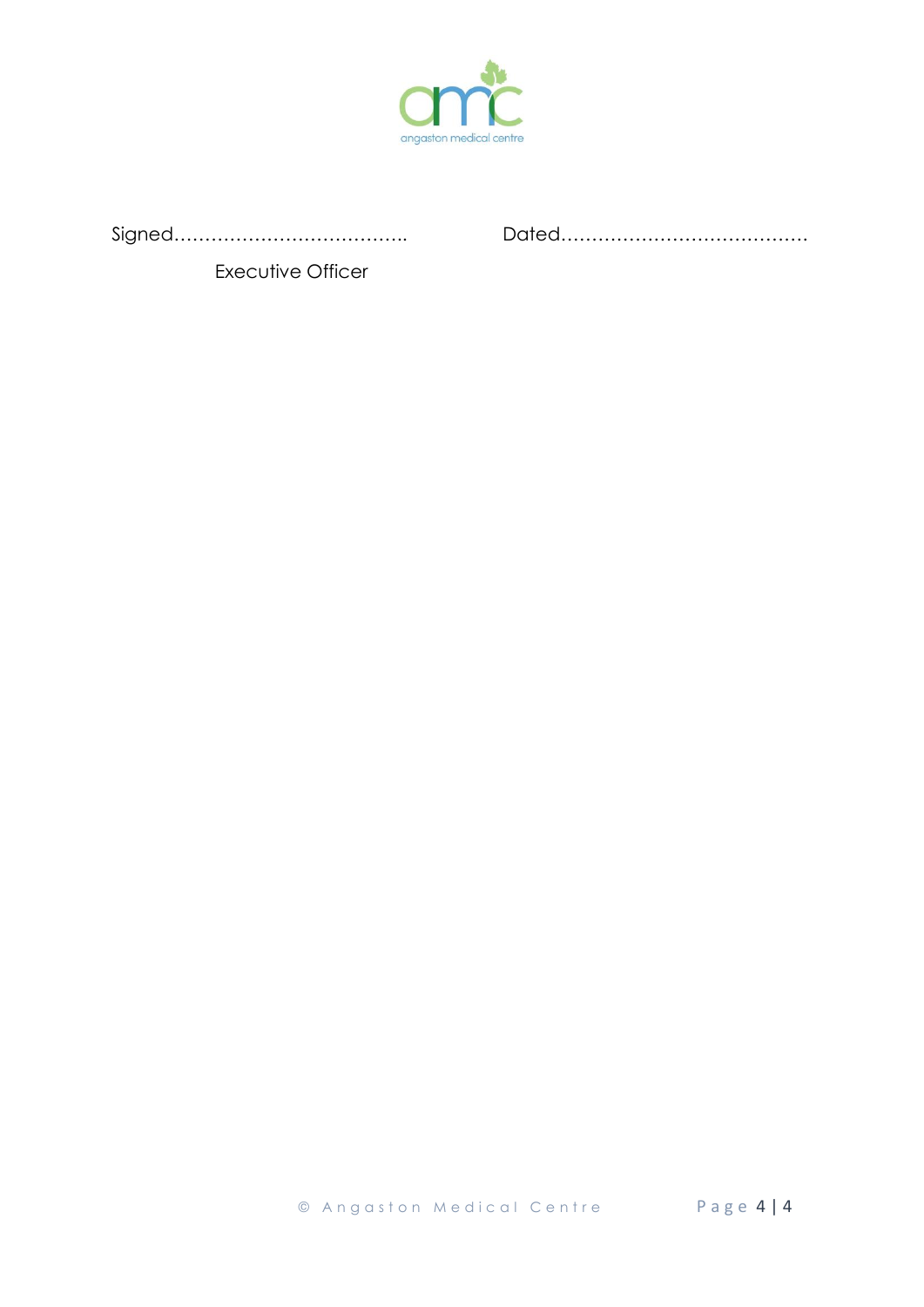Signed……………………………….. Dated…………………………………

Executive Officer